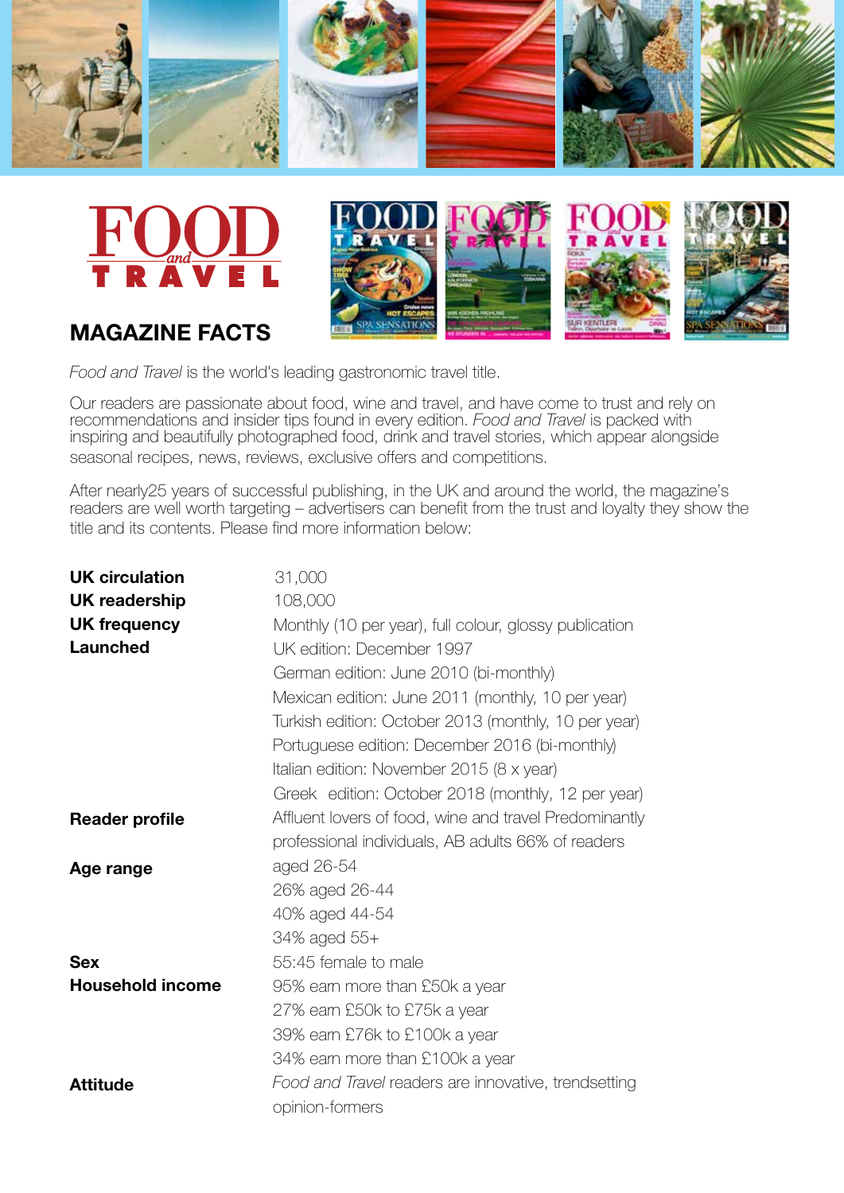# FOOD and TRAVEL

## MAGAZINE FACTS

*Food and Travel* is the world's leading gastronomic travel title.

Our readers are passionate about food, wine and travel, and have come to trust and rely on recommendations and insider tips found in every edition. *Food and Travel* is packed with inspiring and beautifully photographed food, drink and travel stories, which appear alongside seasonal recipes, news, reviews, exclusive offers and competitions.

After nearly25 years of successful publishing, in the UK and around the world, the magazine's readers are well worth targeting – advertisers can benefit from the trust and loyalty they show the title and its contents. Please find more information below:

| | |
|---|---|
| **UK circulation** | 31,000 |
| **UK readership** | 108,000 |
| **UK frequency** | Monthly (10 per year), full colour, glossy publication |
| **Launched** | UK edition: December 1997 |
| | German edition: June 2010 (bi-monthly) |
| | Mexican edition: June 2011 (monthly, 10 per year) |
| | Turkish edition: October 2013 (monthly, 10 per year) |
| | Portuguese edition: December 2016 (bi-monthly) |
| | Italian edition: November 2015 (8 x year) |
| | Greek edition: October 2018 (monthly, 12 per year) |
| **Reader profile** | Affluent lovers of food, wine and travel Predominantly professional individuals, AB adults 66% of readers |
| **Age range** | aged 26-54 |
| | 26% aged 26-44 |
| | 40% aged 44-54 |
| | 34% aged 55+ |
| **Sex** | 55:45 female to male |
| **Household income** | 95% earn more than £50k a year |
| | 27% earn £50k to £75k a year |
| | 39% earn £76k to £100k a year |
| | 34% earn more than £100k a year |
| **Attitude** | *Food and Travel* readers are innovative, trendsetting opinion-formers |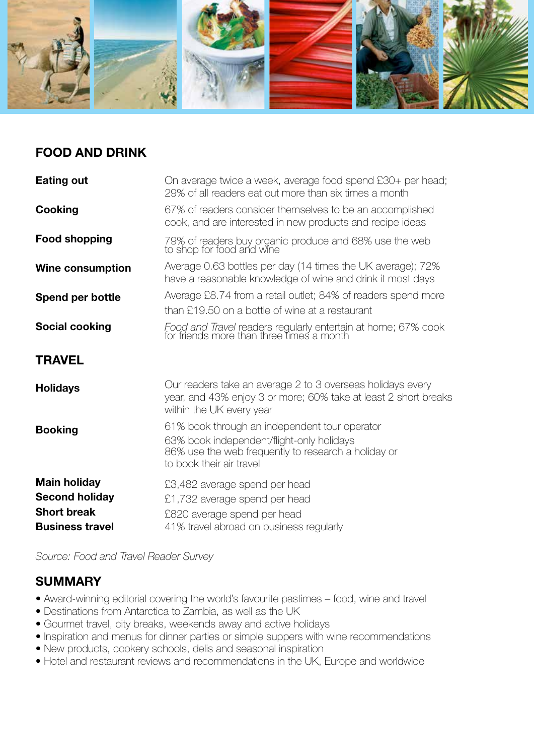## FOOD AND DRINK

| | |
|---|---|
| **Eating out** | On average twice a week, average food spend £30+ per head; 29% of all readers eat out more than six times a month |
| **Cooking** | 67% of readers consider themselves to be an accomplished cook, and are interested in new products and recipe ideas |
| **Food shopping** | 79% of readers buy organic produce and 68% use the web to shop for food and wine |
| **Wine consumption** | Average 0.63 bottles per day (14 times the UK average); 72% have a reasonable knowledge of wine and drink it most days |
| **Spend per bottle** | Average £8.74 from a retail outlet; 84% of readers spend more than £19.50 on a bottle of wine at a restaurant |
| **Social cooking** | *Food and Travel* readers regularly entertain at home; 67% cook for friends more than three times a month |

## TRAVEL

| | |
|---|---|
| **Holidays** | Our readers take an average 2 to 3 overseas holidays every year, and 43% enjoy 3 or more; 60% take at least 2 short breaks within the UK every year |
| **Booking** | 61% book through an independent tour operator<br>63% book independent/flight-only holidays<br>86% use the web frequently to research a holiday or to book their air travel |
| **Main holiday** | £3,482 average spend per head |
| **Second holiday** | £1,732 average spend per head |
| **Short break** | £820 average spend per head |
| **Business travel** | 41% travel abroad on business regularly |

*Source: Food and Travel Reader Survey*

## SUMMARY

- Award-winning editorial covering the world's favourite pastimes – food, wine and travel
- Destinations from Antarctica to Zambia, as well as the UK
- Gourmet travel, city breaks, weekends away and active holidays
- Inspiration and menus for dinner parties or simple suppers with wine recommendations
- New products, cookery schools, delis and seasonal inspiration
- Hotel and restaurant reviews and recommendations in the UK, Europe and worldwide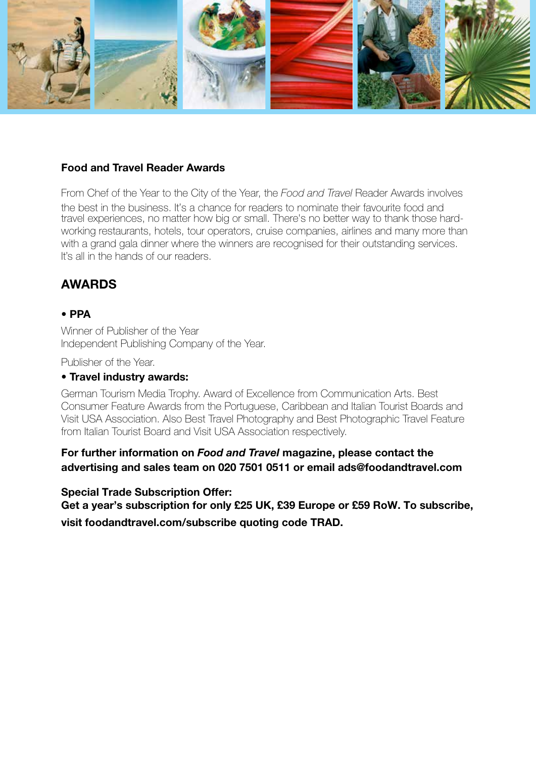### Food and Travel Reader Awards

From Chef of the Year to the City of the Year, the *Food and Travel* Reader Awards involves the best in the business. It's a chance for readers to nominate their favourite food and travel experiences, no matter how big or small. There's no better way to thank those hard-working restaurants, hotels, tour operators, cruise companies, airlines and many more than with a grand gala dinner where the winners are recognised for their outstanding services. It's all in the hands of our readers.

## AWARDS

- **PPA**

Winner of Publisher of the Year
Independent Publishing Company of the Year.

Publisher of the Year.

- **Travel industry awards:**

German Tourism Media Trophy. Award of Excellence from Communication Arts. Best Consumer Feature Awards from the Portuguese, Caribbean and Italian Tourist Boards and Visit USA Association. Also Best Travel Photography and Best Photographic Travel Feature from Italian Tourist Board and Visit USA Association respectively.

**For further information on *Food and Travel* magazine, please contact the advertising and sales team on 020 7501 0511 or email ads@foodandtravel.com**

**Special Trade Subscription Offer:**
**Get a year's subscription for only £25 UK, £39 Europe or £59 RoW. To subscribe, visit foodandtravel.com/subscribe quoting code TRAD.**